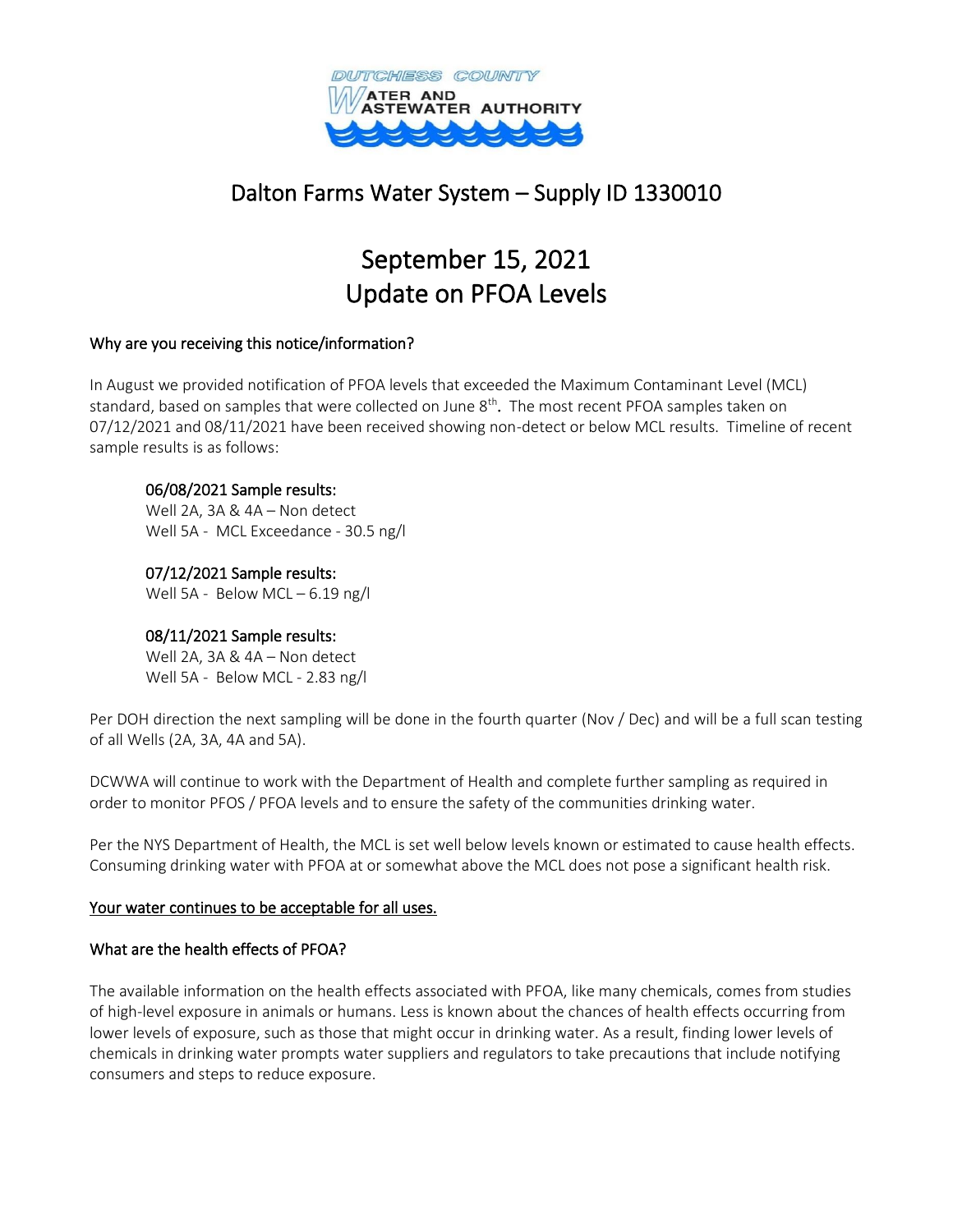DUTCHESS COUNTY WATER AND WASTEWATER AUTHORITY

# Dalton Farms Water System – Supply ID 1330010

# September 15, 2021 Update on PFOA Levels

## Why are you receiving this notice/information?

In August we provided notification of PFOA levels that exceeded the Maximum Contaminant Level (MCL) standard, based on samples that were collected on June 8th. The most recent PFOA samples taken on 07/12/2021 and 08/11/2021 have been received showing non-detect or below MCL results. Timeline of recent sample results is as follows:

**06/08/2021 Sample results:**
Well 2A, 3A & 4A – Non detect
Well 5A - MCL Exceedance - 30.5 ng/l

**07/12/2021 Sample results:**
Well 5A - Below MCL – 6.19 ng/l

**08/11/2021 Sample results:**
Well 2A, 3A & 4A – Non detect
Well 5A - Below MCL - 2.83 ng/l

Per DOH direction the next sampling will be done in the fourth quarter (Nov / Dec) and will be a full scan testing of all Wells (2A, 3A, 4A and 5A).

DCWWA will continue to work with the Department of Health and complete further sampling as required in order to monitor PFOS / PFOA levels and to ensure the safety of the communities drinking water.

Per the NYS Department of Health, the MCL is set well below levels known or estimated to cause health effects. Consuming drinking water with PFOA at or somewhat above the MCL does not pose a significant health risk.

Your water continues to be acceptable for all uses.

## What are the health effects of PFOA?

The available information on the health effects associated with PFOA, like many chemicals, comes from studies of high-level exposure in animals or humans. Less is known about the chances of health effects occurring from lower levels of exposure, such as those that might occur in drinking water. As a result, finding lower levels of chemicals in drinking water prompts water suppliers and regulators to take precautions that include notifying consumers and steps to reduce exposure.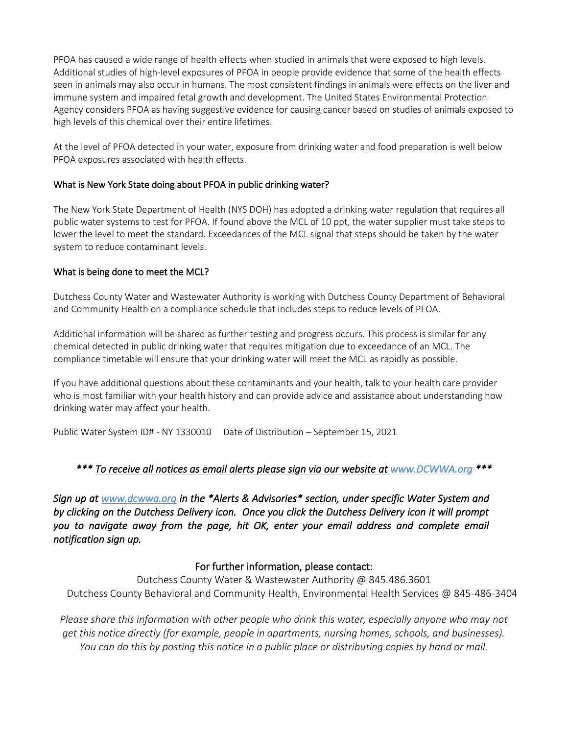PFOA has caused a wide range of health effects when studied in animals that were exposed to high levels. Additional studies of high-level exposures of PFOA in people provide evidence that some of the health effects seen in animals may also occur in humans. The most consistent findings in animals were effects on the liver and immune system and impaired fetal growth and development. The United States Environmental Protection Agency considers PFOA as having suggestive evidence for causing cancer based on studies of animals exposed to high levels of this chemical over their entire lifetimes.

At the level of PFOA detected in your water, exposure from drinking water and food preparation is well below PFOA exposures associated with health effects.

## What is New York State doing about PFOA in public drinking water?

The New York State Department of Health (NYS DOH) has adopted a drinking water regulation that requires all public water systems to test for PFOA. If found above the MCL of 10 ppt, the water supplier must take steps to lower the level to meet the standard. Exceedances of the MCL signal that steps should be taken by the water system to reduce contaminant levels.

## What is being done to meet the MCL?

Dutchess County Water and Wastewater Authority is working with Dutchess County Department of Behavioral and Community Health on a compliance schedule that includes steps to reduce levels of PFOA.

Additional information will be shared as further testing and progress occurs. This process is similar for any chemical detected in public drinking water that requires mitigation due to exceedance of an MCL. The compliance timetable will ensure that your drinking water will meet the MCL as rapidly as possible.

If you have additional questions about these contaminants and your health, talk to your health care provider who is most familiar with your health history and can provide advice and assistance about understanding how drinking water may affect your health.

Public Water System ID# - NY 1330010     Date of Distribution – September 15, 2021

***\*\*\* To receive all notices as email alerts please sign via our website at www.DCWWA.org \*\*\****

***Sign up at www.dcwwa.org in the \*Alerts & Advisories\* section, under specific Water System and by clicking on the Dutchess Delivery icon. Once you click the Dutchess Delivery icon it will prompt you to navigate away from the page, hit OK, enter your email address and complete email notification sign up.***

## For further information, please contact:

Dutchess County Water & Wastewater Authority @ 845.486.3601

Dutchess County Behavioral and Community Health, Environmental Health Services @ 845-486-3404

*Please share this information with other people who drink this water, especially anyone who may not get this notice directly (for example, people in apartments, nursing homes, schools, and businesses). You can do this by posting this notice in a public place or distributing copies by hand or mail.*